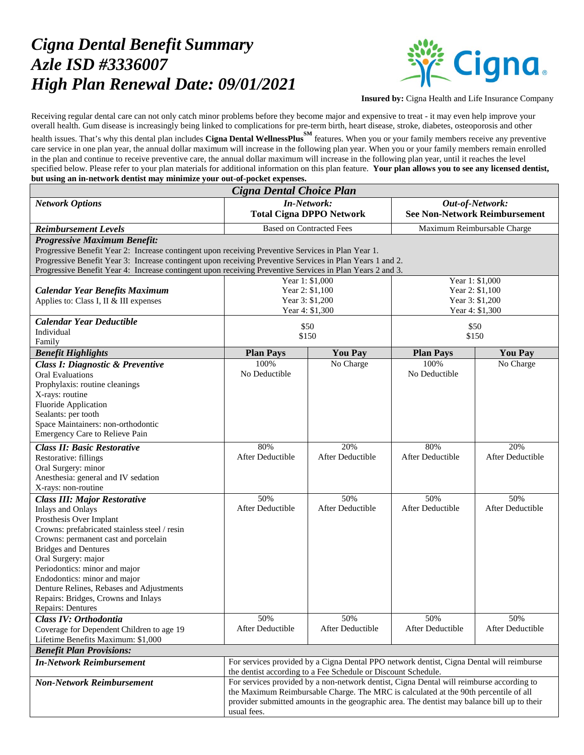# *Cigna Dental Benefit Summary*
# *Azle ISD #3336007*
# *High Plan Renewal Date: 09/01/2021*

**Insured by:** Cigna Health and Life Insurance Company

Receiving regular dental care can not only catch minor problems before they become major and expensive to treat - it may even help improve your overall health. Gum disease is increasingly being linked to complications for pre-term birth, heart disease, stroke, diabetes, osteoporosis and other health issues. That's why this dental plan includes **Cigna Dental WellnessPlus**[SM] features. When you or your family members receive any preventive care service in one plan year, the annual dollar maximum will increase in the following plan year. When you or your family members remain enrolled in the plan and continue to receive preventive care, the annual dollar maximum will increase in the following plan year, until it reaches the level specified below. Please refer to your plan materials for additional information on this plan feature. **Your plan allows you to see any licensed dentist, but using an in-network dentist may minimize your out-of-pocket expenses.**

| ***Cigna Dental Choice Plan*** | | | | |
|---|---|---|---|---|
| ***Network Options*** | ***In-Network:*** **Total Cigna DPPO Network** | | ***Out-of-Network:*** **See Non-Network Reimbursement** | |
| ***Reimbursement Levels*** | Based on Contracted Fees | | Maximum Reimbursable Charge | |
| ***Progressive Maximum Benefit:*** Progressive Benefit Year 2: Increase contingent upon receiving Preventive Services in Plan Year 1. Progressive Benefit Year 3: Increase contingent upon receiving Preventive Services in Plan Years 1 and 2. Progressive Benefit Year 4: Increase contingent upon receiving Preventive Services in Plan Years 2 and 3. | | | | |
| ***Calendar Year Benefits Maximum*** Applies to: Class I, II & III expenses | Year 1: $1,000<br>Year 2: $1,100<br>Year 3: $1,200<br>Year 4: $1,300 | | Year 1: $1,000<br>Year 2: $1,100<br>Year 3: $1,200<br>Year 4: $1,300 | |
| ***Calendar Year Deductible*** Individual / Family | $50<br>$150 | | $50<br>$150 | |
| ***Benefit Highlights*** | **Plan Pays** | **You Pay** | **Plan Pays** | **You Pay** |
| ***Class I: Diagnostic & Preventive*** Oral Evaluations; Prophylaxis: routine cleanings; X-rays: routine; Fluoride Application; Sealants: per tooth; Space Maintainers: non-orthodontic; Emergency Care to Relieve Pain | 100% No Deductible | No Charge | 100% No Deductible | No Charge |
| ***Class II: Basic Restorative*** Restorative: fillings; Oral Surgery: minor; Anesthesia: general and IV sedation; X-rays: non-routine | 80% After Deductible | 20% After Deductible | 80% After Deductible | 20% After Deductible |
| ***Class III: Major Restorative*** Inlays and Onlays; Prosthesis Over Implant; Crowns: prefabricated stainless steel / resin; Crowns: permanent cast and porcelain; Bridges and Dentures; Oral Surgery: major; Periodontics: minor and major; Endodontics: minor and major; Denture Relines, Rebases and Adjustments; Repairs: Bridges, Crowns and Inlays; Repairs: Dentures | 50% After Deductible | 50% After Deductible | 50% After Deductible | 50% After Deductible |
| ***Class IV: Orthodontia*** Coverage for Dependent Children to age 19; Lifetime Benefits Maximum: $1,000 | 50% After Deductible | 50% After Deductible | 50% After Deductible | 50% After Deductible |
| ***Benefit Plan Provisions:*** | | | | |
| ***In-Network Reimbursement*** | For services provided by a Cigna Dental PPO network dentist, Cigna Dental will reimburse the dentist according to a Fee Schedule or Discount Schedule. | | | |
| ***Non-Network Reimbursement*** | For services provided by a non-network dentist, Cigna Dental will reimburse according to the Maximum Reimbursable Charge. The MRC is calculated at the 90th percentile of all provider submitted amounts in the geographic area. The dentist may balance bill up to their usual fees. | | | |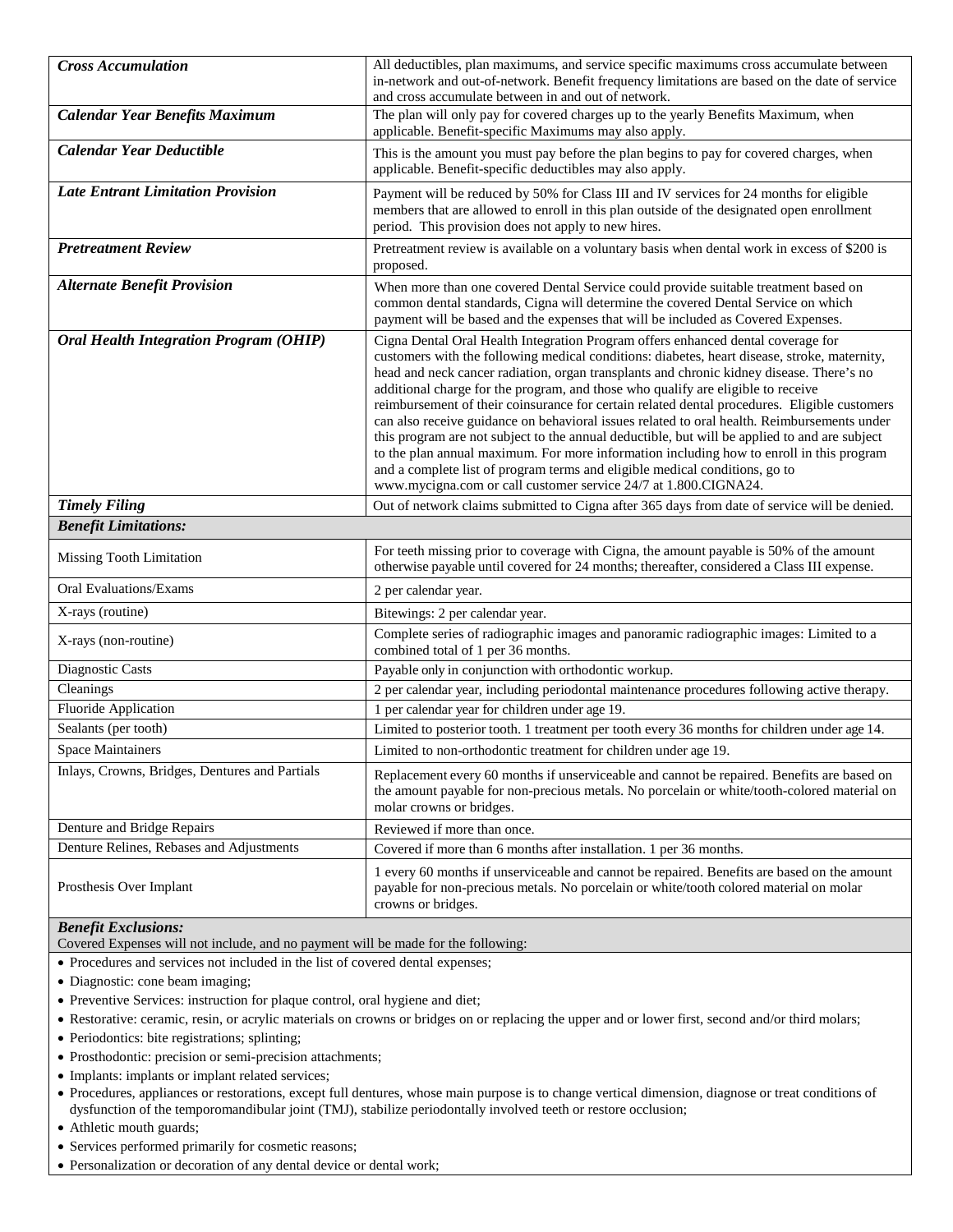| | |
|---|---|
| ***Cross Accumulation*** | All deductibles, plan maximums, and service specific maximums cross accumulate between in-network and out-of-network. Benefit frequency limitations are based on the date of service and cross accumulate between in and out of network. |
| ***Calendar Year Benefits Maximum*** | The plan will only pay for covered charges up to the yearly Benefits Maximum, when applicable. Benefit-specific Maximums may also apply. |
| ***Calendar Year Deductible*** | This is the amount you must pay before the plan begins to pay for covered charges, when applicable. Benefit-specific deductibles may also apply. |
| ***Late Entrant Limitation Provision*** | Payment will be reduced by 50% for Class III and IV services for 24 months for eligible members that are allowed to enroll in this plan outside of the designated open enrollment period. This provision does not apply to new hires. |
| ***Pretreatment Review*** | Pretreatment review is available on a voluntary basis when dental work in excess of $200 is proposed. |
| ***Alternate Benefit Provision*** | When more than one covered Dental Service could provide suitable treatment based on common dental standards, Cigna will determine the covered Dental Service on which payment will be based and the expenses that will be included as Covered Expenses. |
| ***Oral Health Integration Program (OHIP)*** | Cigna Dental Oral Health Integration Program offers enhanced dental coverage for customers with the following medical conditions: diabetes, heart disease, stroke, maternity, head and neck cancer radiation, organ transplants and chronic kidney disease. There's no additional charge for the program, and those who qualify are eligible to receive reimbursement of their coinsurance for certain related dental procedures. Eligible customers can also receive guidance on behavioral issues related to oral health. Reimbursements under this program are not subject to the annual deductible, but will be applied to and are subject to the plan annual maximum. For more information including how to enroll in this program and a complete list of program terms and eligible medical conditions, go to www.mycigna.com or call customer service 24/7 at 1.800.CIGNA24. |
| ***Timely Filing*** | Out of network claims submitted to Cigna after 365 days from date of service will be denied. |
| ***Benefit Limitations:*** | |
| Missing Tooth Limitation | For teeth missing prior to coverage with Cigna, the amount payable is 50% of the amount otherwise payable until covered for 24 months; thereafter, considered a Class III expense. |
| Oral Evaluations/Exams | 2 per calendar year. |
| X-rays (routine) | Bitewings: 2 per calendar year. |
| X-rays (non-routine) | Complete series of radiographic images and panoramic radiographic images: Limited to a combined total of 1 per 36 months. |
| Diagnostic Casts | Payable only in conjunction with orthodontic workup. |
| Cleanings | 2 per calendar year, including periodontal maintenance procedures following active therapy. |
| Fluoride Application | 1 per calendar year for children under age 19. |
| Sealants (per tooth) | Limited to posterior tooth. 1 treatment per tooth every 36 months for children under age 14. |
| Space Maintainers | Limited to non-orthodontic treatment for children under age 19. |
| Inlays, Crowns, Bridges, Dentures and Partials | Replacement every 60 months if unserviceable and cannot be repaired. Benefits are based on the amount payable for non-precious metals. No porcelain or white/tooth-colored material on molar crowns or bridges. |
| Denture and Bridge Repairs | Reviewed if more than once. |
| Denture Relines, Rebases and Adjustments | Covered if more than 6 months after installation. 1 per 36 months. |
| Prosthesis Over Implant | 1 every 60 months if unserviceable and cannot be repaired. Benefits are based on the amount payable for non-precious metals. No porcelain or white/tooth colored material on molar crowns or bridges. |

***Benefit Exclusions:***

Covered Expenses will not include, and no payment will be made for the following:

- Procedures and services not included in the list of covered dental expenses;
- Diagnostic: cone beam imaging;
- Preventive Services: instruction for plaque control, oral hygiene and diet;
- Restorative: ceramic, resin, or acrylic materials on crowns or bridges on or replacing the upper and or lower first, second and/or third molars;
- Periodontics: bite registrations; splinting;
- Prosthodontic: precision or semi-precision attachments;
- Implants: implants or implant related services;
- Procedures, appliances or restorations, except full dentures, whose main purpose is to change vertical dimension, diagnose or treat conditions of dysfunction of the temporomandibular joint (TMJ), stabilize periodontally involved teeth or restore occlusion;
- Athletic mouth guards;
- Services performed primarily for cosmetic reasons;
- Personalization or decoration of any dental device or dental work;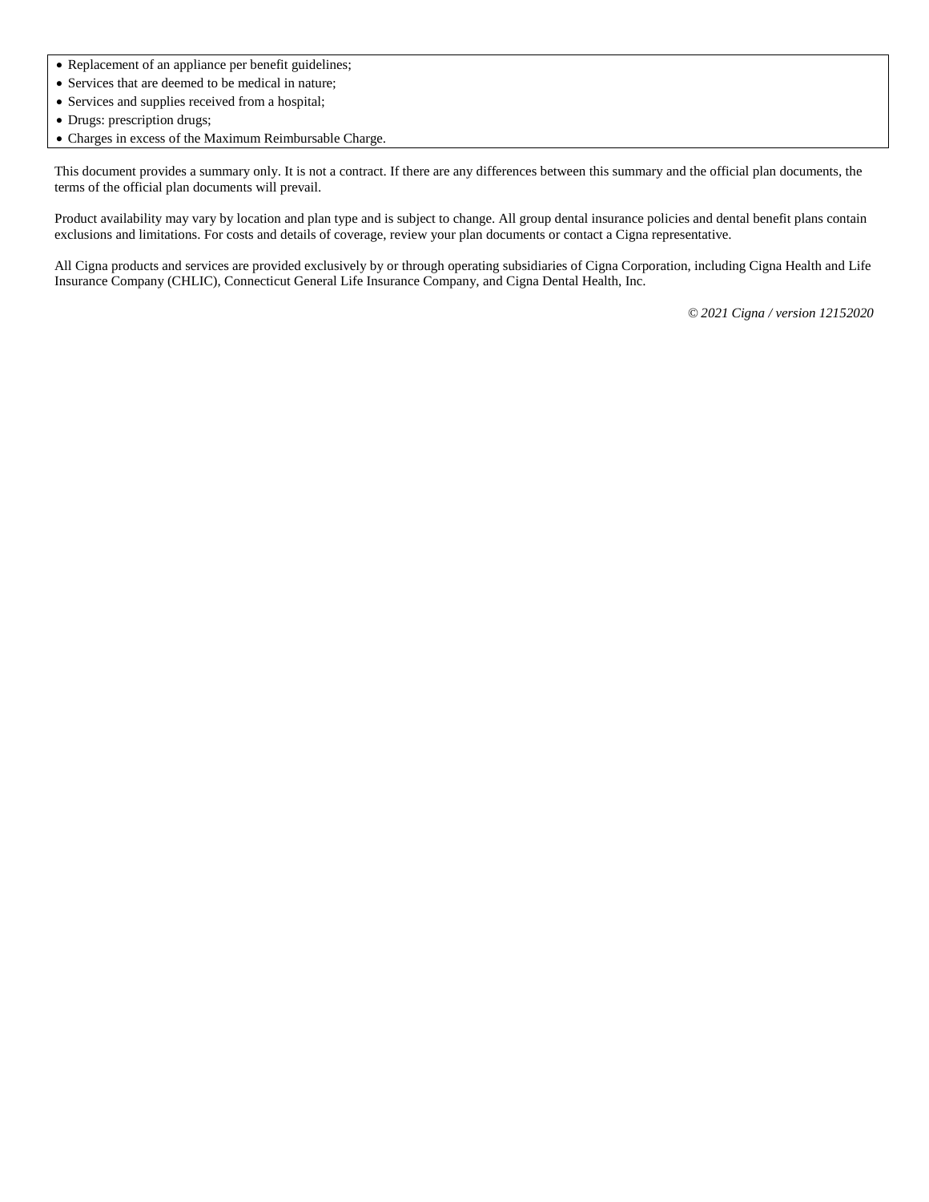- Replacement of an appliance per benefit guidelines;
- Services that are deemed to be medical in nature;
- Services and supplies received from a hospital;
- Drugs: prescription drugs;
- Charges in excess of the Maximum Reimbursable Charge.

This document provides a summary only. It is not a contract. If there are any differences between this summary and the official plan documents, the terms of the official plan documents will prevail.

Product availability may vary by location and plan type and is subject to change. All group dental insurance policies and dental benefit plans contain exclusions and limitations. For costs and details of coverage, review your plan documents or contact a Cigna representative.

All Cigna products and services are provided exclusively by or through operating subsidiaries of Cigna Corporation, including Cigna Health and Life Insurance Company (CHLIC), Connecticut General Life Insurance Company, and Cigna Dental Health, Inc.

*© 2021 Cigna / version 12152020*